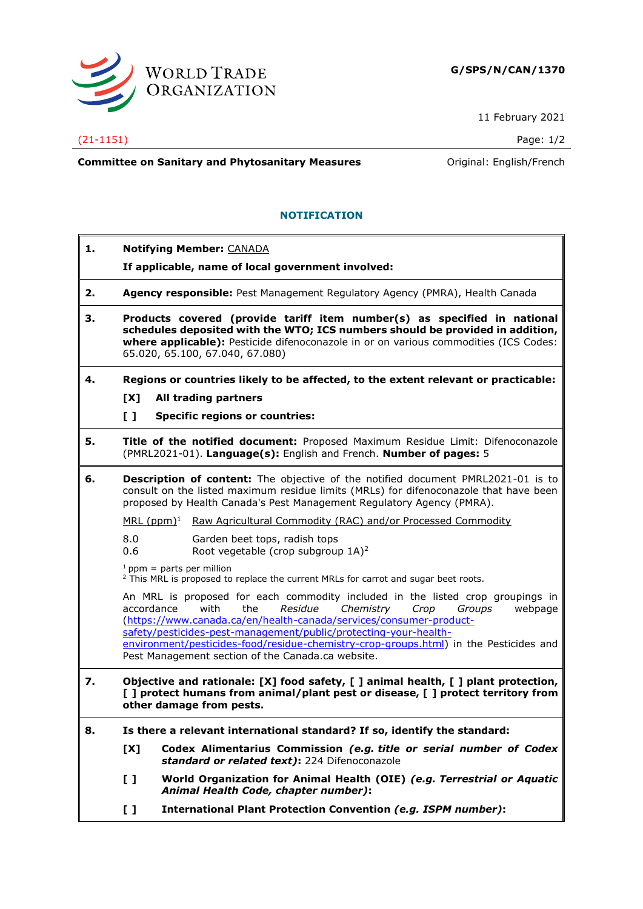G/SPS/N/CAN/1370

11 February 2021

(21-1151)

**Committee on Sanitary and Phytosanitary Measures** — Original: English/French

## NOTIFICATION

**1. Notifying Member:** CANADA

**If applicable, name of local government involved:**

**2. Agency responsible:** Pest Management Regulatory Agency (PMRA), Health Canada

**3. Products covered (provide tariff item number(s) as specified in national schedules deposited with the WTO; ICS numbers should be provided in addition, where applicable):** Pesticide difenoconazole in or on various commodities (ICS Codes: 65.020, 65.100, 67.040, 67.080)

**4. Regions or countries likely to be affected, to the extent relevant or practicable:**

**[X] All trading partners**

**[ ] Specific regions or countries:**

**5. Title of the notified document:** Proposed Maximum Residue Limit: Difenoconazole (PMRL2021-01). **Language(s):** English and French. **Number of pages:** 5

**6. Description of content:** The objective of the notified document PMRL2021-01 is to consult on the listed maximum residue limits (MRLs) for difenoconazole that have been proposed by Health Canada's Pest Management Regulatory Agency (PMRA).

| MRL (ppm)[1] | Raw Agricultural Commodity (RAC) and/or Processed Commodity |
|---|---|
| 8.0 | Garden beet tops, radish tops |
| 0.6 | Root vegetable (crop subgroup 1A)[2] |

[1] ppm = parts per million
[2] This MRL is proposed to replace the current MRLs for carrot and sugar beet roots.

An MRL is proposed for each commodity included in the listed crop groupings in accordance with the *Residue Chemistry Crop Groups* webpage (https://www.canada.ca/en/health-canada/services/consumer-product-safety/pesticides-pest-management/public/protecting-your-health-environment/pesticides-food/residue-chemistry-crop-groups.html) in the Pesticides and Pest Management section of the Canada.ca website.

**7. Objective and rationale: [X] food safety, [ ] animal health, [ ] plant protection, [ ] protect humans from animal/plant pest or disease, [ ] protect territory from other damage from pests.**

**8. Is there a relevant international standard? If so, identify the standard:**

**[X] Codex Alimentarius Commission *(e.g. title or serial number of Codex standard or related text)*:** 224 Difenoconazole

**[ ] World Organization for Animal Health (OIE) *(e.g. Terrestrial or Aquatic Animal Health Code, chapter number)*:**

**[ ] International Plant Protection Convention *(e.g. ISPM number)*:**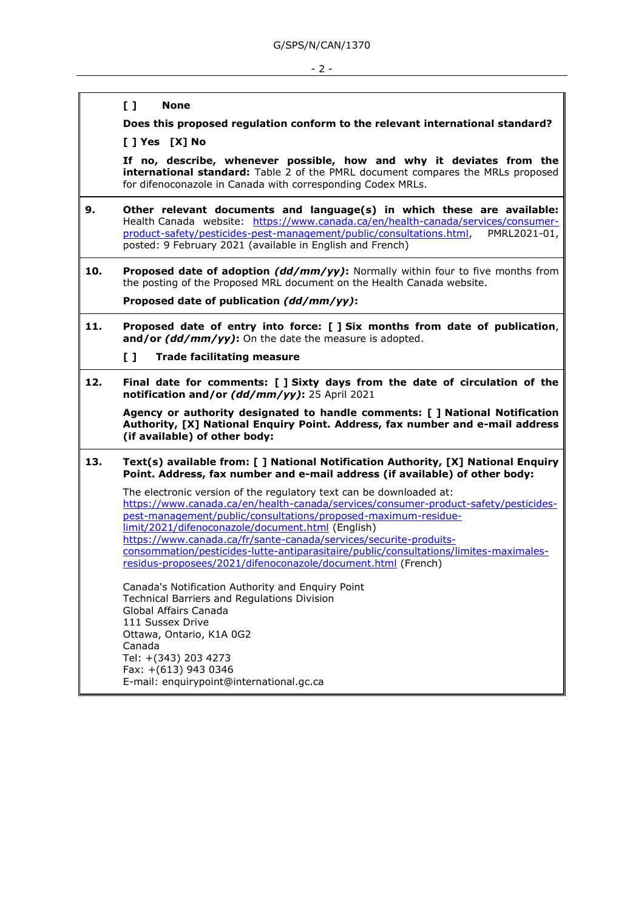**[ ]   None**

**Does this proposed regulation conform to the relevant international standard?**

**[ ] Yes   [X] No**

**If no, describe, whenever possible, how and why it deviates from the international standard:** Table 2 of the PMRL document compares the MRLs proposed for difenoconazole in Canada with corresponding Codex MRLs.

**9. Other relevant documents and language(s) in which these are available:** Health Canada website: https://www.canada.ca/en/health-canada/services/consumer-product-safety/pesticides-pest-management/public/consultations.html, PMRL2021-01, posted: 9 February 2021 (available in English and French)

**10. Proposed date of adoption *(dd/mm/yy)*:** Normally within four to five months from the posting of the Proposed MRL document on the Health Canada website.

**Proposed date of publication *(dd/mm/yy)*:**

**11. Proposed date of entry into force: [ ] Six months from date of publication, and/or *(dd/mm/yy)*:** On the date the measure is adopted.

**[ ]   Trade facilitating measure**

**12. Final date for comments: [ ] Sixty days from the date of circulation of the notification and/or *(dd/mm/yy)*:** 25 April 2021

**Agency or authority designated to handle comments: [ ] National Notification Authority, [X] National Enquiry Point. Address, fax number and e-mail address (if available) of other body:**

**13. Text(s) available from: [ ] National Notification Authority, [X] National Enquiry Point. Address, fax number and e-mail address (if available) of other body:**

The electronic version of the regulatory text can be downloaded at:
https://www.canada.ca/en/health-canada/services/consumer-product-safety/pesticides-pest-management/public/consultations/proposed-maximum-residue-limit/2021/difenoconazole/document.html (English)
https://www.canada.ca/fr/sante-canada/services/securite-produits-consommation/pesticides-lutte-antiparasitaire/public/consultations/limites-maximales-residus-proposees/2021/difenoconazole/document.html (French)

Canada's Notification Authority and Enquiry Point
Technical Barriers and Regulations Division
Global Affairs Canada
111 Sussex Drive
Ottawa, Ontario, K1A 0G2
Canada
Tel: +(343) 203 4273
Fax: +(613) 943 0346
E-mail: enquirypoint@international.gc.ca